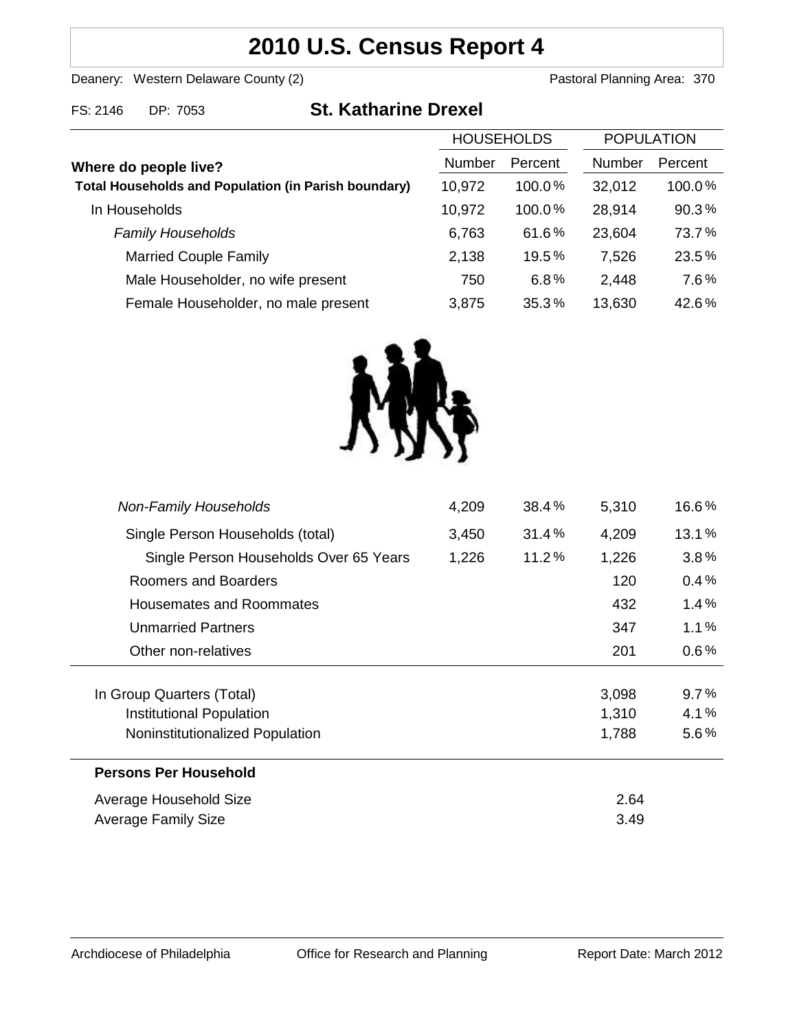# 2010 U.S. Census Report 4

Deanery: Western Delaware County (2) Pastoral Planning Area: 370

FS: 2146 DP: 7053 **St. Katharine Drexel**

| Where do people live? | HOUSEHOLDS | | POPULATION | |
|---|---|---|---|---|
| | Number | Percent | Number | Percent |
| **Total Households and Population (in Parish boundary)** | 10,972 | 100.0% | 32,012 | 100.0% |
| In Households | 10,972 | 100.0% | 28,914 | 90.3% |
| *Family Households* | 6,763 | 61.6% | 23,604 | 73.7% |
| Married Couple Family | 2,138 | 19.5% | 7,526 | 23.5% |
| Male Householder, no wife present | 750 | 6.8% | 2,448 | 7.6% |
| Female Householder, no male present | 3,875 | 35.3% | 13,630 | 42.6% |
| *Non-Family Households* | 4,209 | 38.4% | 5,310 | 16.6% |
| Single Person Households (total) | 3,450 | 31.4% | 4,209 | 13.1% |
| Single Person Households Over 65 Years | 1,226 | 11.2% | 1,226 | 3.8% |
| Roomers and Boarders | | | 120 | 0.4% |
| Housemates and Roommates | | | 432 | 1.4% |
| Unmarried Partners | | | 347 | 1.1% |
| Other non-relatives | | | 201 | 0.6% |
| In Group Quarters (Total) | | | 3,098 | 9.7% |
| Institutional Population | | | 1,310 | 4.1% |
| Noninstitutionalized Population | | | 1,788 | 5.6% |

**Persons Per Household**

| | |
|---|---|
| Average Household Size | 2.64 |
| Average Family Size | 3.49 |

Archdiocese of Philadelphia Office for Research and Planning Report Date: March 2012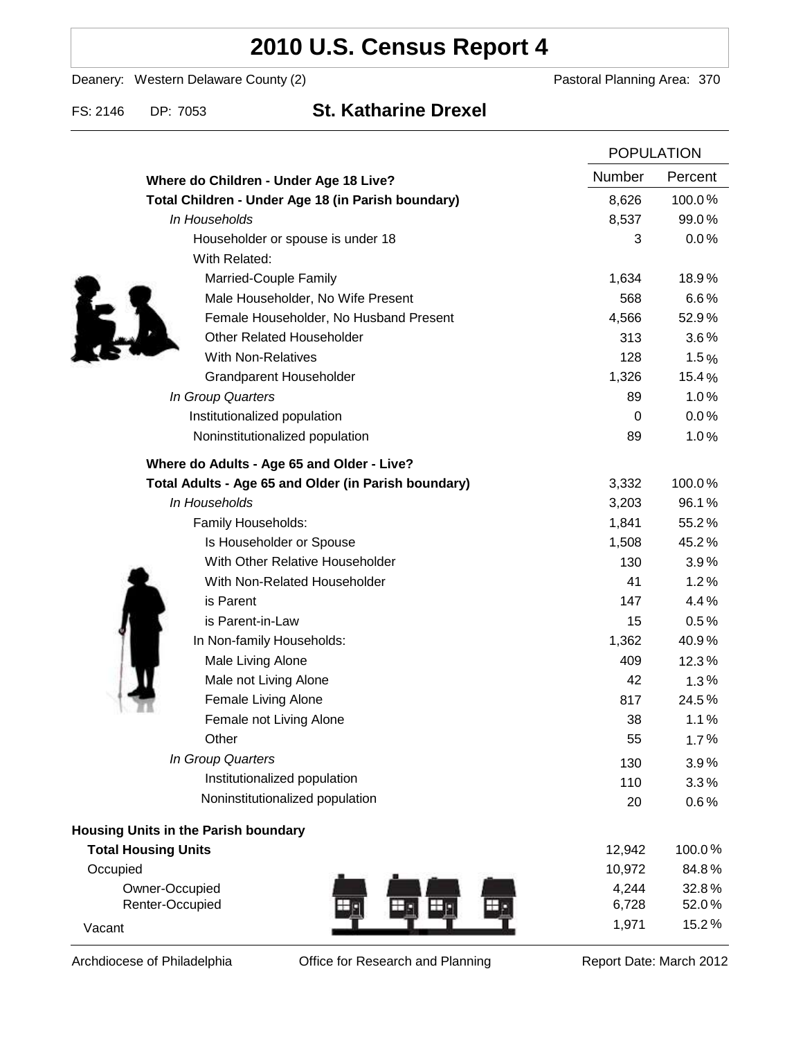# 2010 U.S. Census Report 4

Deanery: Western Delaware County (2) Pastoral Planning Area: 370

FS: 2146 DP: 7053 **St. Katharine Drexel**

| | POPULATION | |
|---|---|---|
| **Where do Children - Under Age 18 Live?** | Number | Percent |
| **Total Children - Under Age 18 (in Parish boundary)** | 8,626 | 100.0% |
| *In Households* | 8,537 | 99.0% |
| Householder or spouse is under 18 | 3 | 0.0% |
| With Related: | | |
| Married-Couple Family | 1,634 | 18.9% |
| Male Householder, No Wife Present | 568 | 6.6% |
| Female Householder, No Husband Present | 4,566 | 52.9% |
| Other Related Householder | 313 | 3.6% |
| With Non-Relatives | 128 | 1.5% |
| Grandparent Householder | 1,326 | 15.4% |
| *In Group Quarters* | 89 | 1.0% |
| Institutionalized population | 0 | 0.0% |
| Noninstitutionalized population | 89 | 1.0% |
| **Where do Adults - Age 65 and Older - Live?** | | |
| **Total Adults - Age 65 and Older (in Parish boundary)** | 3,332 | 100.0% |
| *In Households* | 3,203 | 96.1% |
| Family Households: | 1,841 | 55.2% |
| Is Householder or Spouse | 1,508 | 45.2% |
| With Other Relative Householder | 130 | 3.9% |
| With Non-Related Householder | 41 | 1.2% |
| is Parent | 147 | 4.4% |
| is Parent-in-Law | 15 | 0.5% |
| In Non-family Households: | 1,362 | 40.9% |
| Male Living Alone | 409 | 12.3% |
| Male not Living Alone | 42 | 1.3% |
| Female Living Alone | 817 | 24.5% |
| Female not Living Alone | 38 | 1.1% |
| Other | 55 | 1.7% |
| *In Group Quarters* | 130 | 3.9% |
| Institutionalized population | 110 | 3.3% |
| Noninstitutionalized population | 20 | 0.6% |
| **Housing Units in the Parish boundary** | | |
| **Total Housing Units** | 12,942 | 100.0% |
| Occupied | 10,972 | 84.8% |
| Owner-Occupied | 4,244 | 32.8% |
| Renter-Occupied | 6,728 | 52.0% |
| Vacant | 1,971 | 15.2% |

Archdiocese of Philadelphia Office for Research and Planning Report Date: March 2012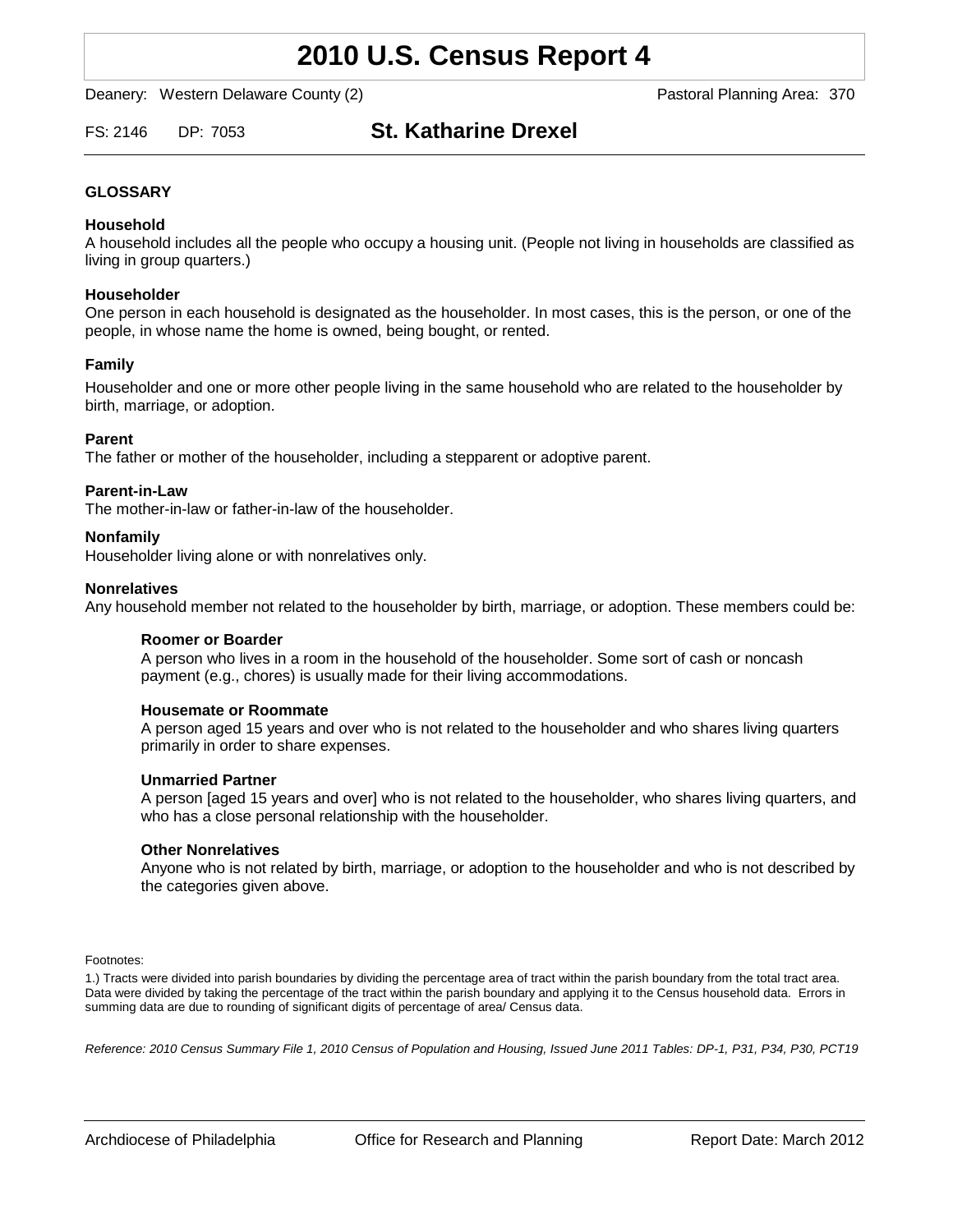# 2010 U.S. Census Report 4

Deanery: Western Delaware County (2) Pastoral Planning Area: 370

FS: 2146 DP: 7053 **St. Katharine Drexel**

## GLOSSARY

**Household**
A household includes all the people who occupy a housing unit. (People not living in households are classified as living in group quarters.)

**Householder**
One person in each household is designated as the householder. In most cases, this is the person, or one of the people, in whose name the home is owned, being bought, or rented.

**Family**
Householder and one or more other people living in the same household who are related to the householder by birth, marriage, or adoption.

**Parent**
The father or mother of the householder, including a stepparent or adoptive parent.

**Parent-in-Law**
The mother-in-law or father-in-law of the householder.

**Nonfamily**
Householder living alone or with nonrelatives only.

**Nonrelatives**
Any household member not related to the householder by birth, marriage, or adoption. These members could be:

> **Roomer or Boarder**
> A person who lives in a room in the household of the householder. Some sort of cash or noncash payment (e.g., chores) is usually made for their living accommodations.
>
> **Housemate or Roommate**
> A person aged 15 years and over who is not related to the householder and who shares living quarters primarily in order to share expenses.
>
> **Unmarried Partner**
> A person [aged 15 years and over] who is not related to the householder, who shares living quarters, and who has a close personal relationship with the householder.
>
> **Other Nonrelatives**
> Anyone who is not related by birth, marriage, or adoption to the householder and who is not described by the categories given above.

Footnotes:

1.) Tracts were divided into parish boundaries by dividing the percentage area of tract within the parish boundary from the total tract area. Data were divided by taking the percentage of the tract within the parish boundary and applying it to the Census household data. Errors in summing data are due to rounding of significant digits of percentage of area/ Census data.

*Reference: 2010 Census Summary File 1, 2010 Census of Population and Housing, Issued June 2011 Tables: DP-1, P31, P34, P30, PCT19*

Archdiocese of Philadelphia Office for Research and Planning Report Date: March 2012